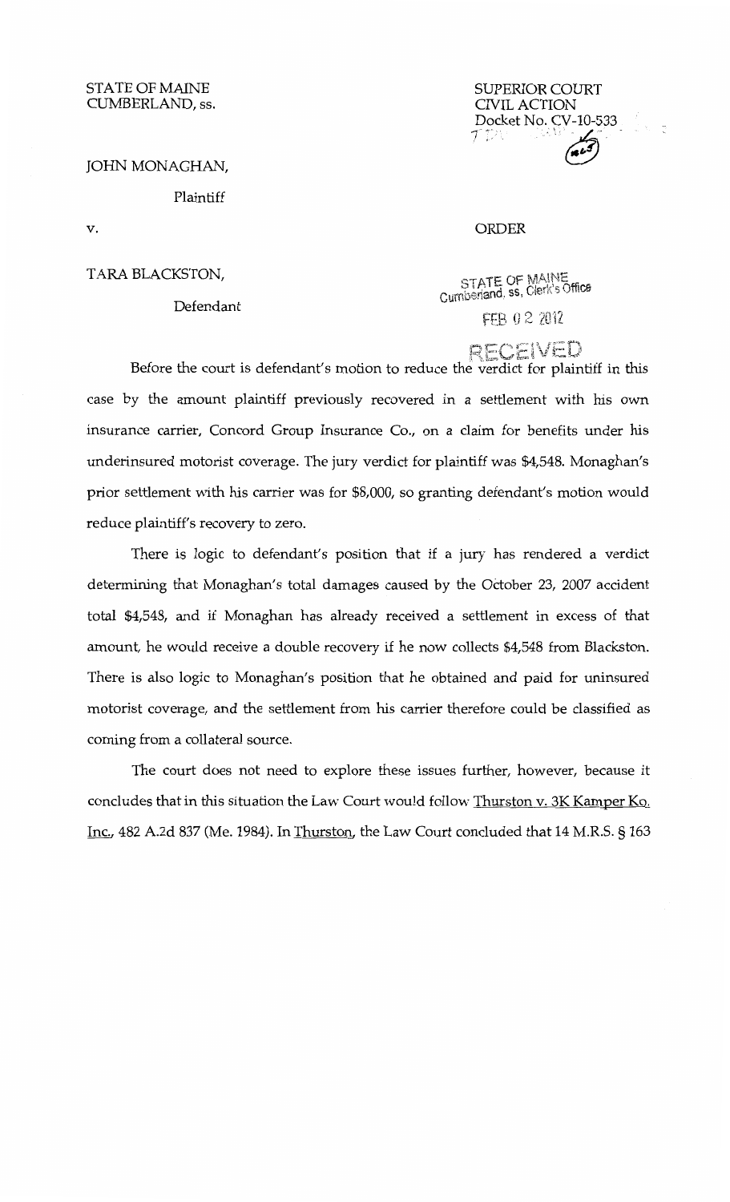STATE OF MAINE
CUMBERLAND, ss.

SUPERIOR COURT
CIVIL ACTION
Docket No. CV-10-533

JOHN MONAGHAN,

Plaintiff

v.

ORDER

TARA BLACKSTON,

Defendant

STATE OF MAINE
Cumberland, ss, Clerk's Office
FEB 02 2012
RECEIVED

Before the court is defendant's motion to reduce the verdict for plaintiff in this case by the amount plaintiff previously recovered in a settlement with his own insurance carrier, Concord Group Insurance Co., on a claim for benefits under his underinsured motorist coverage. The jury verdict for plaintiff was $4,548. Monaghan's prior settlement with his carrier was for $8,000, so granting defendant's motion would reduce plaintiff's recovery to zero.

There is logic to defendant's position that if a jury has rendered a verdict determining that Monaghan's total damages caused by the October 23, 2007 accident total $4,548, and if Monaghan has already received a settlement in excess of that amount, he would receive a double recovery if he now collects $4,548 from Blackston. There is also logic to Monaghan's position that he obtained and paid for uninsured motorist coverage, and the settlement from his carrier therefore could be classified as coming from a collateral source.

The court does not need to explore these issues further, however, because it concludes that in this situation the Law Court would follow Thurston v. 3K Kamper Ko. Inc., 482 A.2d 837 (Me. 1984). In Thurston, the Law Court concluded that 14 M.R.S. § 163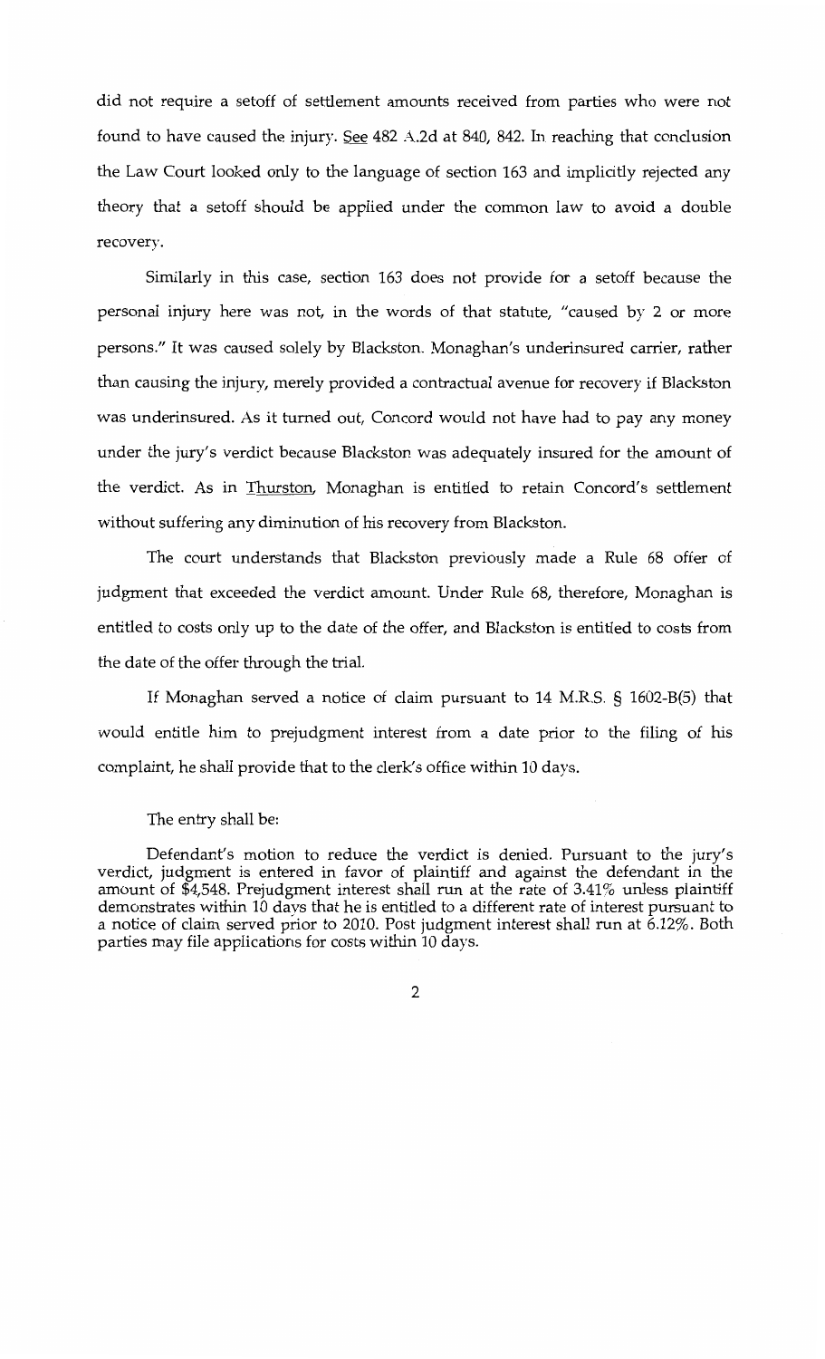did not require a setoff of settlement amounts received from parties who were not found to have caused the injury. See 482 A.2d at 840, 842. In reaching that conclusion the Law Court looked only to the language of section 163 and implicitly rejected any theory that a setoff should be applied under the common law to avoid a double recovery.

Similarly in this case, section 163 does not provide for a setoff because the personal injury here was not, in the words of that statute, "caused by 2 or more persons." It was caused solely by Blackston. Monaghan's underinsured carrier, rather than causing the injury, merely provided a contractual avenue for recovery if Blackston was underinsured. As it turned out, Concord would not have had to pay any money under the jury's verdict because Blackston was adequately insured for the amount of the verdict. As in Thurston, Monaghan is entitled to retain Concord's settlement without suffering any diminution of his recovery from Blackston.

The court understands that Blackston previously made a Rule 68 offer of judgment that exceeded the verdict amount. Under Rule 68, therefore, Monaghan is entitled to costs only up to the date of the offer, and Blackston is entitled to costs from the date of the offer through the trial.

If Monaghan served a notice of claim pursuant to 14 M.R.S. § 1602-B(5) that would entitle him to prejudgment interest from a date prior to the filing of his complaint, he shall provide that to the clerk's office within 10 days.

The entry shall be:

Defendant's motion to reduce the verdict is denied. Pursuant to the jury's verdict, judgment is entered in favor of plaintiff and against the defendant in the amount of $4,548. Prejudgment interest shall run at the rate of 3.41% unless plaintiff demonstrates within 10 days that he is entitled to a different rate of interest pursuant to a notice of claim served prior to 2010. Post judgment interest shall run at 6.12%. Both parties may file applications for costs within 10 days.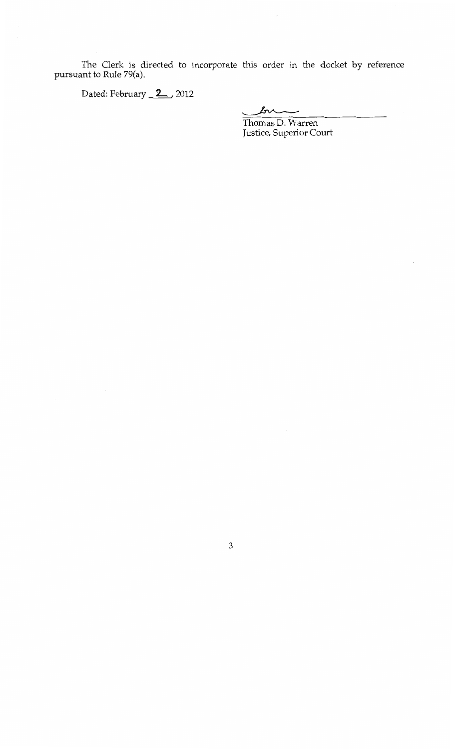The Clerk is directed to incorporate this order in the docket by reference pursuant to Rule 79(a).

Dated: February __2__, 2012

Thomas D. Warren
Justice, Superior Court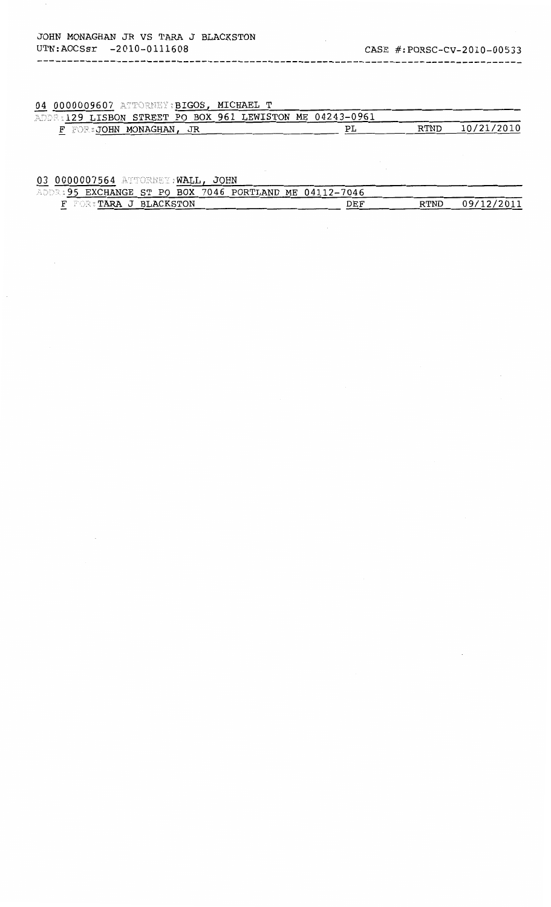JOHN MONAGHAN JR VS TARA J BLACKSTON
UTN:AOCSsr -2010-0111608 CASE #:PORSC-CV-2010-00533

---

04 0000009607 ATTORNEY:BIGOS, MICHAEL T
ADDR:129 LISBON STREET PO BOX 961 LEWISTON ME 04243-0961
F FOR:JOHN MONAGHAN, JR PL RTND 10/21/2010

03 0000007564 ATTORNEY:WALL, JOHN
ADDR:95 EXCHANGE ST PO BOX 7046 PORTLAND ME 04112-7046
F FOR:TARA J BLACKSTON DEF RTND 09/12/2011